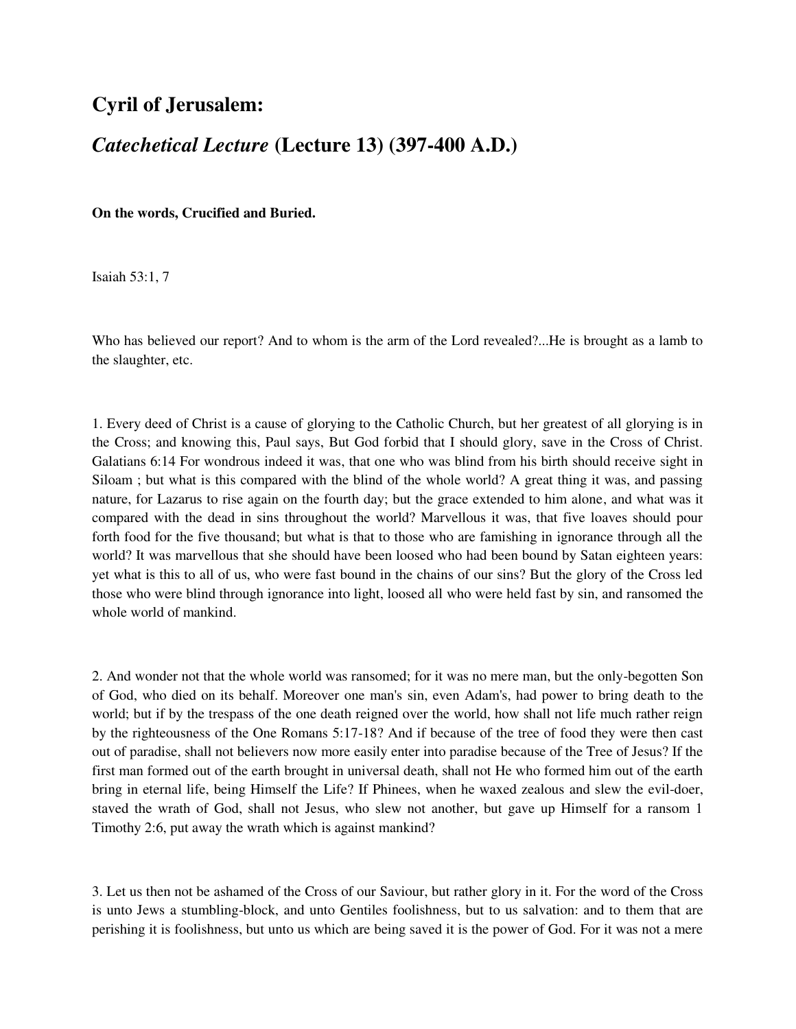## Cyril of Jerusalem:

## *Catechetical Lecture* (Lecture 13) (397-400 A.D.)

**On the words, Crucified and Buried.**

Isaiah 53:1, 7

Who has believed our report? And to whom is the arm of the Lord revealed?...He is brought as a lamb to the slaughter, etc.

1. Every deed of Christ is a cause of glorying to the Catholic Church, but her greatest of all glorying is in the Cross; and knowing this, Paul says, But God forbid that I should glory, save in the Cross of Christ. Galatians 6:14 For wondrous indeed it was, that one who was blind from his birth should receive sight in Siloam ; but what is this compared with the blind of the whole world? A great thing it was, and passing nature, for Lazarus to rise again on the fourth day; but the grace extended to him alone, and what was it compared with the dead in sins throughout the world? Marvellous it was, that five loaves should pour forth food for the five thousand; but what is that to those who are famishing in ignorance through all the world? It was marvellous that she should have been loosed who had been bound by Satan eighteen years: yet what is this to all of us, who were fast bound in the chains of our sins? But the glory of the Cross led those who were blind through ignorance into light, loosed all who were held fast by sin, and ransomed the whole world of mankind.

2. And wonder not that the whole world was ransomed; for it was no mere man, but the only-begotten Son of God, who died on its behalf. Moreover one man's sin, even Adam's, had power to bring death to the world; but if by the trespass of the one death reigned over the world, how shall not life much rather reign by the righteousness of the One Romans 5:17-18? And if because of the tree of food they were then cast out of paradise, shall not believers now more easily enter into paradise because of the Tree of Jesus? If the first man formed out of the earth brought in universal death, shall not He who formed him out of the earth bring in eternal life, being Himself the Life? If Phinees, when he waxed zealous and slew the evil-doer, staved the wrath of God, shall not Jesus, who slew not another, but gave up Himself for a ransom 1 Timothy 2:6, put away the wrath which is against mankind?

3. Let us then not be ashamed of the Cross of our Saviour, but rather glory in it. For the word of the Cross is unto Jews a stumbling-block, and unto Gentiles foolishness, but to us salvation: and to them that are perishing it is foolishness, but unto us which are being saved it is the power of God. For it was not a mere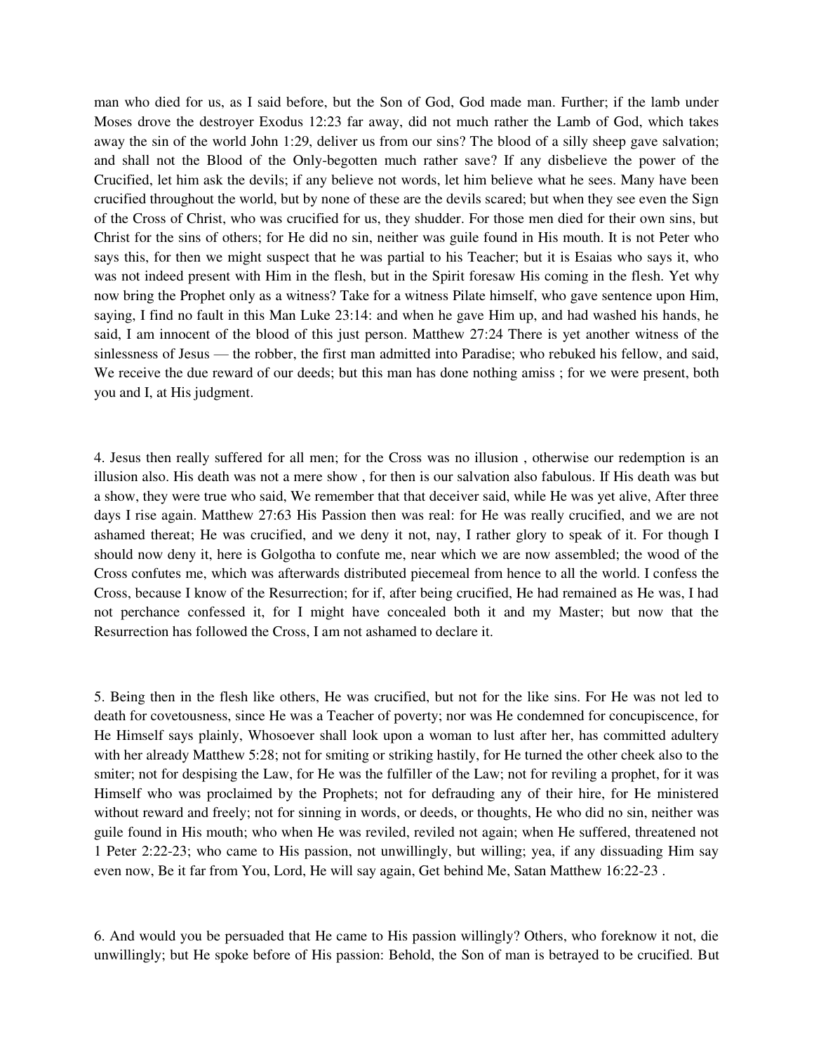man who died for us, as I said before, but the Son of God, God made man. Further; if the lamb under Moses drove the destroyer Exodus 12:23 far away, did not much rather the Lamb of God, which takes away the sin of the world John 1:29, deliver us from our sins? The blood of a silly sheep gave salvation; and shall not the Blood of the Only-begotten much rather save? If any disbelieve the power of the Crucified, let him ask the devils; if any believe not words, let him believe what he sees. Many have been crucified throughout the world, but by none of these are the devils scared; but when they see even the Sign of the Cross of Christ, who was crucified for us, they shudder. For those men died for their own sins, but Christ for the sins of others; for He did no sin, neither was guile found in His mouth. It is not Peter who says this, for then we might suspect that he was partial to his Teacher; but it is Esaias who says it, who was not indeed present with Him in the flesh, but in the Spirit foresaw His coming in the flesh. Yet why now bring the Prophet only as a witness? Take for a witness Pilate himself, who gave sentence upon Him, saying, I find no fault in this Man Luke 23:14: and when he gave Him up, and had washed his hands, he said, I am innocent of the blood of this just person. Matthew 27:24 There is yet another witness of the sinlessness of Jesus — the robber, the first man admitted into Paradise; who rebuked his fellow, and said, We receive the due reward of our deeds; but this man has done nothing amiss ; for we were present, both you and I, at His judgment.

4. Jesus then really suffered for all men; for the Cross was no illusion , otherwise our redemption is an illusion also. His death was not a mere show , for then is our salvation also fabulous. If His death was but a show, they were true who said, We remember that that deceiver said, while He was yet alive, After three days I rise again. Matthew 27:63 His Passion then was real: for He was really crucified, and we are not ashamed thereat; He was crucified, and we deny it not, nay, I rather glory to speak of it. For though I should now deny it, here is Golgotha to confute me, near which we are now assembled; the wood of the Cross confutes me, which was afterwards distributed piecemeal from hence to all the world. I confess the Cross, because I know of the Resurrection; for if, after being crucified, He had remained as He was, I had not perchance confessed it, for I might have concealed both it and my Master; but now that the Resurrection has followed the Cross, I am not ashamed to declare it.

5. Being then in the flesh like others, He was crucified, but not for the like sins. For He was not led to death for covetousness, since He was a Teacher of poverty; nor was He condemned for concupiscence, for He Himself says plainly, Whosoever shall look upon a woman to lust after her, has committed adultery with her already Matthew 5:28; not for smiting or striking hastily, for He turned the other cheek also to the smiter; not for despising the Law, for He was the fulfiller of the Law; not for reviling a prophet, for it was Himself who was proclaimed by the Prophets; not for defrauding any of their hire, for He ministered without reward and freely; not for sinning in words, or deeds, or thoughts, He who did no sin, neither was guile found in His mouth; who when He was reviled, reviled not again; when He suffered, threatened not 1 Peter 2:22-23; who came to His passion, not unwillingly, but willing; yea, if any dissuading Him say even now, Be it far from You, Lord, He will say again, Get behind Me, Satan Matthew 16:22-23 .

6. And would you be persuaded that He came to His passion willingly? Others, who foreknow it not, die unwillingly; but He spoke before of His passion: Behold, the Son of man is betrayed to be crucified. But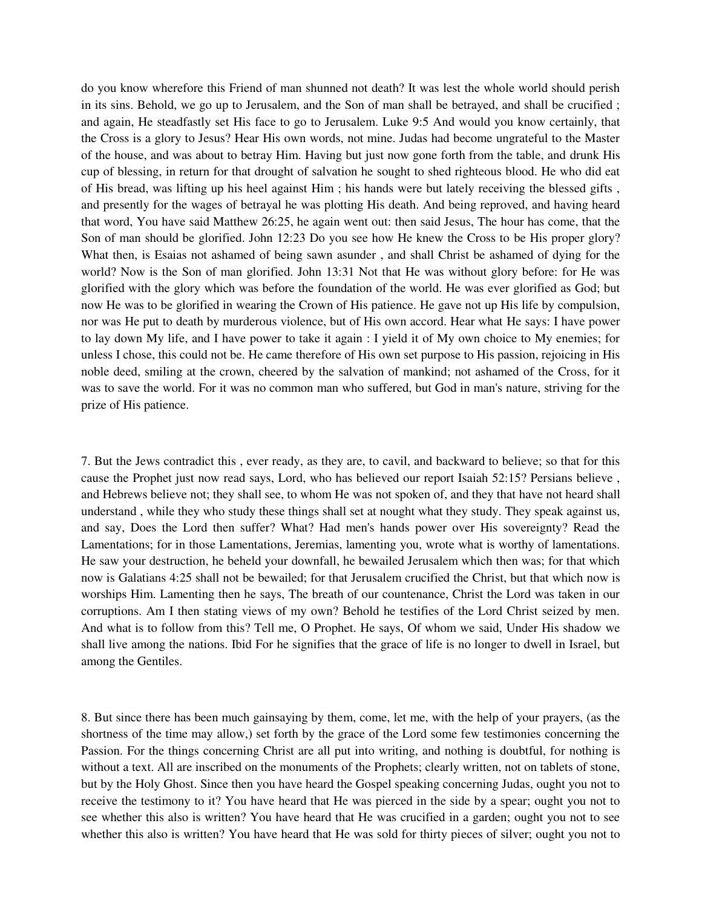do you know wherefore this Friend of man shunned not death? It was lest the whole world should perish in its sins. Behold, we go up to Jerusalem, and the Son of man shall be betrayed, and shall be crucified ; and again, He steadfastly set His face to go to Jerusalem. Luke 9:5 And would you know certainly, that the Cross is a glory to Jesus? Hear His own words, not mine. Judas had become ungrateful to the Master of the house, and was about to betray Him. Having but just now gone forth from the table, and drunk His cup of blessing, in return for that drought of salvation he sought to shed righteous blood. He who did eat of His bread, was lifting up his heel against Him ; his hands were but lately receiving the blessed gifts , and presently for the wages of betrayal he was plotting His death. And being reproved, and having heard that word, You have said Matthew 26:25, he again went out: then said Jesus, The hour has come, that the Son of man should be glorified. John 12:23 Do you see how He knew the Cross to be His proper glory? What then, is Esaias not ashamed of being sawn asunder , and shall Christ be ashamed of dying for the world? Now is the Son of man glorified. John 13:31 Not that He was without glory before: for He was glorified with the glory which was before the foundation of the world. He was ever glorified as God; but now He was to be glorified in wearing the Crown of His patience. He gave not up His life by compulsion, nor was He put to death by murderous violence, but of His own accord. Hear what He says: I have power to lay down My life, and I have power to take it again : I yield it of My own choice to My enemies; for unless I chose, this could not be. He came therefore of His own set purpose to His passion, rejoicing in His noble deed, smiling at the crown, cheered by the salvation of mankind; not ashamed of the Cross, for it was to save the world. For it was no common man who suffered, but God in man's nature, striving for the prize of His patience.

7. But the Jews contradict this , ever ready, as they are, to cavil, and backward to believe; so that for this cause the Prophet just now read says, Lord, who has believed our report Isaiah 52:15? Persians believe , and Hebrews believe not; they shall see, to whom He was not spoken of, and they that have not heard shall understand , while they who study these things shall set at nought what they study. They speak against us, and say, Does the Lord then suffer? What? Had men's hands power over His sovereignty? Read the Lamentations; for in those Lamentations, Jeremias, lamenting you, wrote what is worthy of lamentations. He saw your destruction, he beheld your downfall, he bewailed Jerusalem which then was; for that which now is Galatians 4:25 shall not be bewailed; for that Jerusalem crucified the Christ, but that which now is worships Him. Lamenting then he says, The breath of our countenance, Christ the Lord was taken in our corruptions. Am I then stating views of my own? Behold he testifies of the Lord Christ seized by men. And what is to follow from this? Tell me, O Prophet. He says, Of whom we said, Under His shadow we shall live among the nations. Ibid For he signifies that the grace of life is no longer to dwell in Israel, but among the Gentiles.

8. But since there has been much gainsaying by them, come, let me, with the help of your prayers, (as the shortness of the time may allow,) set forth by the grace of the Lord some few testimonies concerning the Passion. For the things concerning Christ are all put into writing, and nothing is doubtful, for nothing is without a text. All are inscribed on the monuments of the Prophets; clearly written, not on tablets of stone, but by the Holy Ghost. Since then you have heard the Gospel speaking concerning Judas, ought you not to receive the testimony to it? You have heard that He was pierced in the side by a spear; ought you not to see whether this also is written? You have heard that He was crucified in a garden; ought you not to see whether this also is written? You have heard that He was sold for thirty pieces of silver; ought you not to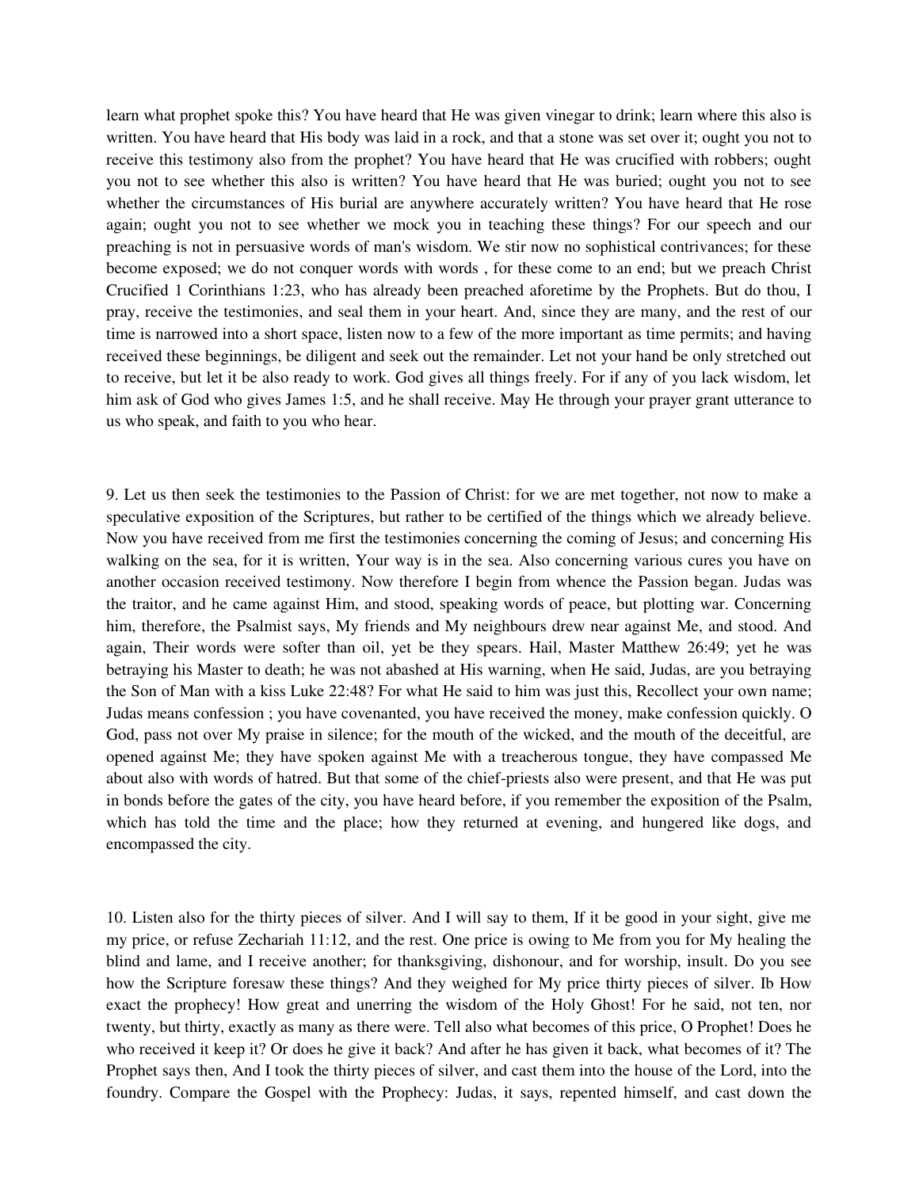learn what prophet spoke this? You have heard that He was given vinegar to drink; learn where this also is written. You have heard that His body was laid in a rock, and that a stone was set over it; ought you not to receive this testimony also from the prophet? You have heard that He was crucified with robbers; ought you not to see whether this also is written? You have heard that He was buried; ought you not to see whether the circumstances of His burial are anywhere accurately written? You have heard that He rose again; ought you not to see whether we mock you in teaching these things? For our speech and our preaching is not in persuasive words of man's wisdom. We stir now no sophistical contrivances; for these become exposed; we do not conquer words with words , for these come to an end; but we preach Christ Crucified 1 Corinthians 1:23, who has already been preached aforetime by the Prophets. But do thou, I pray, receive the testimonies, and seal them in your heart. And, since they are many, and the rest of our time is narrowed into a short space, listen now to a few of the more important as time permits; and having received these beginnings, be diligent and seek out the remainder. Let not your hand be only stretched out to receive, but let it be also ready to work. God gives all things freely. For if any of you lack wisdom, let him ask of God who gives James 1:5, and he shall receive. May He through your prayer grant utterance to us who speak, and faith to you who hear.

9. Let us then seek the testimonies to the Passion of Christ: for we are met together, not now to make a speculative exposition of the Scriptures, but rather to be certified of the things which we already believe. Now you have received from me first the testimonies concerning the coming of Jesus; and concerning His walking on the sea, for it is written, Your way is in the sea. Also concerning various cures you have on another occasion received testimony. Now therefore I begin from whence the Passion began. Judas was the traitor, and he came against Him, and stood, speaking words of peace, but plotting war. Concerning him, therefore, the Psalmist says, My friends and My neighbours drew near against Me, and stood. And again, Their words were softer than oil, yet be they spears. Hail, Master Matthew 26:49; yet he was betraying his Master to death; he was not abashed at His warning, when He said, Judas, are you betraying the Son of Man with a kiss Luke 22:48? For what He said to him was just this, Recollect your own name; Judas means confession ; you have covenanted, you have received the money, make confession quickly. O God, pass not over My praise in silence; for the mouth of the wicked, and the mouth of the deceitful, are opened against Me; they have spoken against Me with a treacherous tongue, they have compassed Me about also with words of hatred. But that some of the chief-priests also were present, and that He was put in bonds before the gates of the city, you have heard before, if you remember the exposition of the Psalm, which has told the time and the place; how they returned at evening, and hungered like dogs, and encompassed the city.

10. Listen also for the thirty pieces of silver. And I will say to them, If it be good in your sight, give me my price, or refuse Zechariah 11:12, and the rest. One price is owing to Me from you for My healing the blind and lame, and I receive another; for thanksgiving, dishonour, and for worship, insult. Do you see how the Scripture foresaw these things? And they weighed for My price thirty pieces of silver. Ib How exact the prophecy! How great and unerring the wisdom of the Holy Ghost! For he said, not ten, nor twenty, but thirty, exactly as many as there were. Tell also what becomes of this price, O Prophet! Does he who received it keep it? Or does he give it back? And after he has given it back, what becomes of it? The Prophet says then, And I took the thirty pieces of silver, and cast them into the house of the Lord, into the foundry. Compare the Gospel with the Prophecy: Judas, it says, repented himself, and cast down the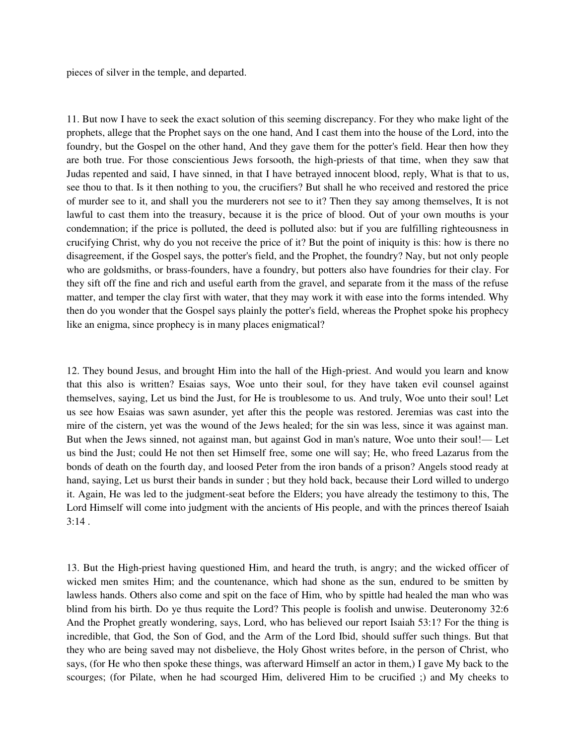pieces of silver in the temple, and departed.

11. But now I have to seek the exact solution of this seeming discrepancy. For they who make light of the prophets, allege that the Prophet says on the one hand, And I cast them into the house of the Lord, into the foundry, but the Gospel on the other hand, And they gave them for the potter's field. Hear then how they are both true. For those conscientious Jews forsooth, the high-priests of that time, when they saw that Judas repented and said, I have sinned, in that I have betrayed innocent blood, reply, What is that to us, see thou to that. Is it then nothing to you, the crucifiers? But shall he who received and restored the price of murder see to it, and shall you the murderers not see to it? Then they say among themselves, It is not lawful to cast them into the treasury, because it is the price of blood. Out of your own mouths is your condemnation; if the price is polluted, the deed is polluted also: but if you are fulfilling righteousness in crucifying Christ, why do you not receive the price of it? But the point of iniquity is this: how is there no disagreement, if the Gospel says, the potter's field, and the Prophet, the foundry? Nay, but not only people who are goldsmiths, or brass-founders, have a foundry, but potters also have foundries for their clay. For they sift off the fine and rich and useful earth from the gravel, and separate from it the mass of the refuse matter, and temper the clay first with water, that they may work it with ease into the forms intended. Why then do you wonder that the Gospel says plainly the potter's field, whereas the Prophet spoke his prophecy like an enigma, since prophecy is in many places enigmatical?

12. They bound Jesus, and brought Him into the hall of the High-priest. And would you learn and know that this also is written? Esaias says, Woe unto their soul, for they have taken evil counsel against themselves, saying, Let us bind the Just, for He is troublesome to us. And truly, Woe unto their soul! Let us see how Esaias was sawn asunder, yet after this the people was restored. Jeremias was cast into the mire of the cistern, yet was the wound of the Jews healed; for the sin was less, since it was against man. But when the Jews sinned, not against man, but against God in man's nature, Woe unto their soul!— Let us bind the Just; could He not then set Himself free, some one will say; He, who freed Lazarus from the bonds of death on the fourth day, and loosed Peter from the iron bands of a prison? Angels stood ready at hand, saying, Let us burst their bands in sunder ; but they hold back, because their Lord willed to undergo it. Again, He was led to the judgment-seat before the Elders; you have already the testimony to this, The Lord Himself will come into judgment with the ancients of His people, and with the princes thereof Isaiah 3:14 .

13. But the High-priest having questioned Him, and heard the truth, is angry; and the wicked officer of wicked men smites Him; and the countenance, which had shone as the sun, endured to be smitten by lawless hands. Others also come and spit on the face of Him, who by spittle had healed the man who was blind from his birth. Do ye thus requite the Lord? This people is foolish and unwise. Deuteronomy 32:6 And the Prophet greatly wondering, says, Lord, who has believed our report Isaiah 53:1? For the thing is incredible, that God, the Son of God, and the Arm of the Lord Ibid, should suffer such things. But that they who are being saved may not disbelieve, the Holy Ghost writes before, in the person of Christ, who says, (for He who then spoke these things, was afterward Himself an actor in them,) I gave My back to the scourges; (for Pilate, when he had scourged Him, delivered Him to be crucified ;) and My cheeks to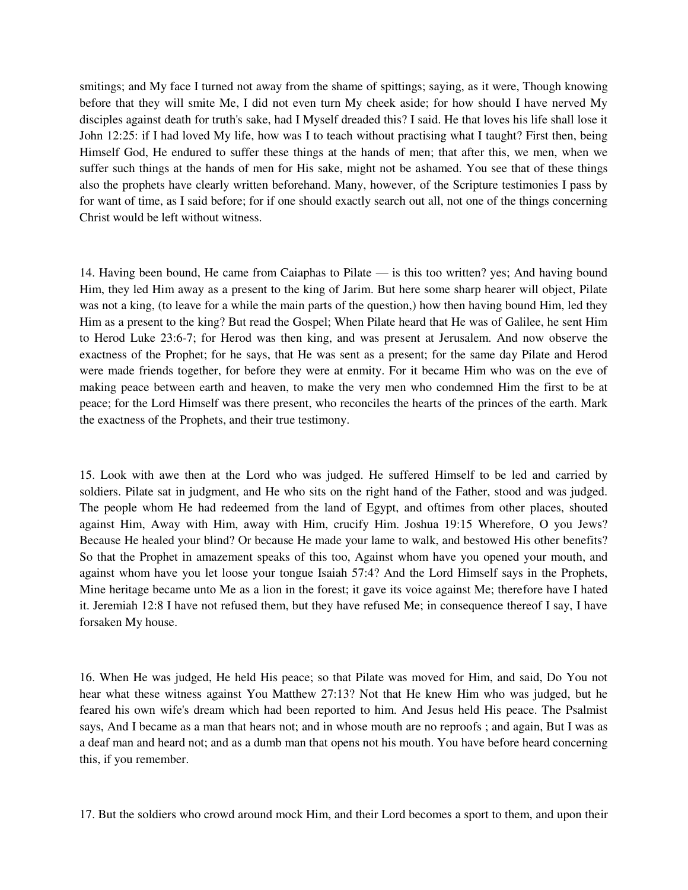smitings; and My face I turned not away from the shame of spittings; saying, as it were, Though knowing before that they will smite Me, I did not even turn My cheek aside; for how should I have nerved My disciples against death for truth's sake, had I Myself dreaded this? I said. He that loves his life shall lose it John 12:25: if I had loved My life, how was I to teach without practising what I taught? First then, being Himself God, He endured to suffer these things at the hands of men; that after this, we men, when we suffer such things at the hands of men for His sake, might not be ashamed. You see that of these things also the prophets have clearly written beforehand. Many, however, of the Scripture testimonies I pass by for want of time, as I said before; for if one should exactly search out all, not one of the things concerning Christ would be left without witness.

14. Having been bound, He came from Caiaphas to Pilate — is this too written? yes; And having bound Him, they led Him away as a present to the king of Jarim. But here some sharp hearer will object, Pilate was not a king, (to leave for a while the main parts of the question,) how then having bound Him, led they Him as a present to the king? But read the Gospel; When Pilate heard that He was of Galilee, he sent Him to Herod Luke 23:6-7; for Herod was then king, and was present at Jerusalem. And now observe the exactness of the Prophet; for he says, that He was sent as a present; for the same day Pilate and Herod were made friends together, for before they were at enmity. For it became Him who was on the eve of making peace between earth and heaven, to make the very men who condemned Him the first to be at peace; for the Lord Himself was there present, who reconciles the hearts of the princes of the earth. Mark the exactness of the Prophets, and their true testimony.

15. Look with awe then at the Lord who was judged. He suffered Himself to be led and carried by soldiers. Pilate sat in judgment, and He who sits on the right hand of the Father, stood and was judged. The people whom He had redeemed from the land of Egypt, and oftimes from other places, shouted against Him, Away with Him, away with Him, crucify Him. Joshua 19:15 Wherefore, O you Jews? Because He healed your blind? Or because He made your lame to walk, and bestowed His other benefits? So that the Prophet in amazement speaks of this too, Against whom have you opened your mouth, and against whom have you let loose your tongue Isaiah 57:4? And the Lord Himself says in the Prophets, Mine heritage became unto Me as a lion in the forest; it gave its voice against Me; therefore have I hated it. Jeremiah 12:8 I have not refused them, but they have refused Me; in consequence thereof I say, I have forsaken My house.

16. When He was judged, He held His peace; so that Pilate was moved for Him, and said, Do You not hear what these witness against You Matthew 27:13? Not that He knew Him who was judged, but he feared his own wife's dream which had been reported to him. And Jesus held His peace. The Psalmist says, And I became as a man that hears not; and in whose mouth are no reproofs ; and again, But I was as a deaf man and heard not; and as a dumb man that opens not his mouth. You have before heard concerning this, if you remember.

17. But the soldiers who crowd around mock Him, and their Lord becomes a sport to them, and upon their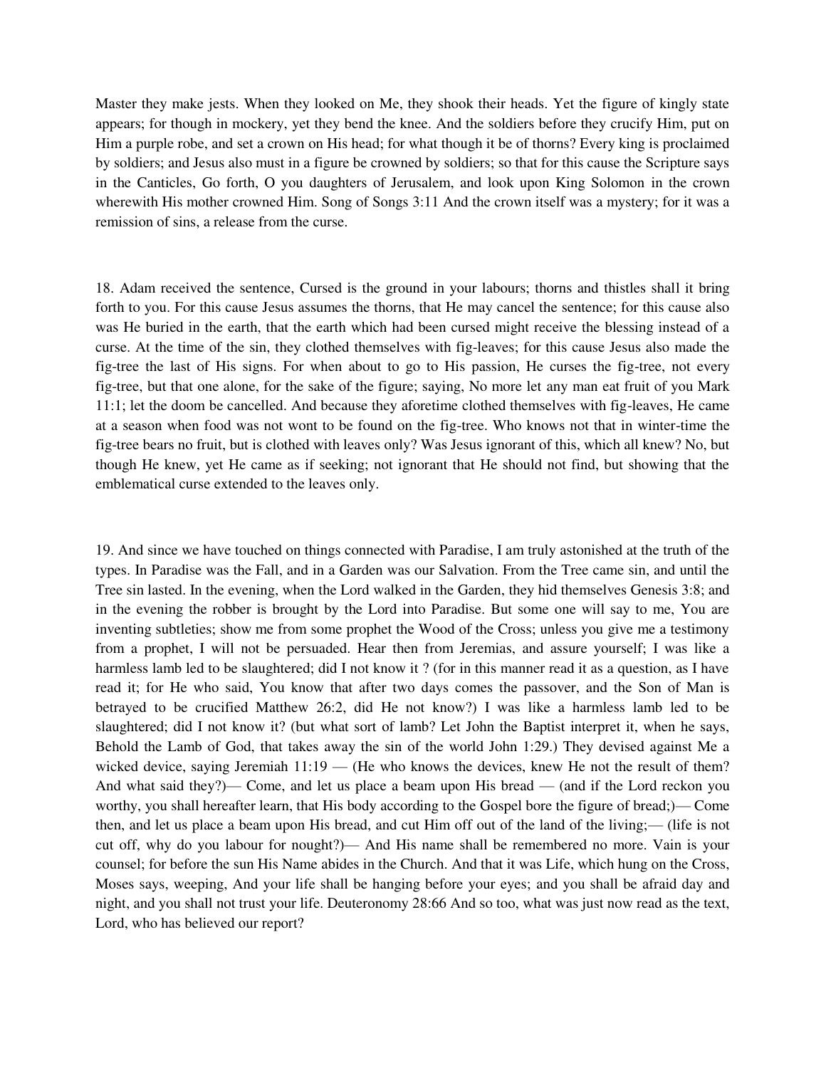Master they make jests. When they looked on Me, they shook their heads. Yet the figure of kingly state appears; for though in mockery, yet they bend the knee. And the soldiers before they crucify Him, put on Him a purple robe, and set a crown on His head; for what though it be of thorns? Every king is proclaimed by soldiers; and Jesus also must in a figure be crowned by soldiers; so that for this cause the Scripture says in the Canticles, Go forth, O you daughters of Jerusalem, and look upon King Solomon in the crown wherewith His mother crowned Him. Song of Songs 3:11 And the crown itself was a mystery; for it was a remission of sins, a release from the curse.

18. Adam received the sentence, Cursed is the ground in your labours; thorns and thistles shall it bring forth to you. For this cause Jesus assumes the thorns, that He may cancel the sentence; for this cause also was He buried in the earth, that the earth which had been cursed might receive the blessing instead of a curse. At the time of the sin, they clothed themselves with fig-leaves; for this cause Jesus also made the fig-tree the last of His signs. For when about to go to His passion, He curses the fig-tree, not every fig-tree, but that one alone, for the sake of the figure; saying, No more let any man eat fruit of you Mark 11:1; let the doom be cancelled. And because they aforetime clothed themselves with fig-leaves, He came at a season when food was not wont to be found on the fig-tree. Who knows not that in winter-time the fig-tree bears no fruit, but is clothed with leaves only? Was Jesus ignorant of this, which all knew? No, but though He knew, yet He came as if seeking; not ignorant that He should not find, but showing that the emblematical curse extended to the leaves only.

19. And since we have touched on things connected with Paradise, I am truly astonished at the truth of the types. In Paradise was the Fall, and in a Garden was our Salvation. From the Tree came sin, and until the Tree sin lasted. In the evening, when the Lord walked in the Garden, they hid themselves Genesis 3:8; and in the evening the robber is brought by the Lord into Paradise. But some one will say to me, You are inventing subtleties; show me from some prophet the Wood of the Cross; unless you give me a testimony from a prophet, I will not be persuaded. Hear then from Jeremias, and assure yourself; I was like a harmless lamb led to be slaughtered; did I not know it ? (for in this manner read it as a question, as I have read it; for He who said, You know that after two days comes the passover, and the Son of Man is betrayed to be crucified Matthew 26:2, did He not know?) I was like a harmless lamb led to be slaughtered; did I not know it? (but what sort of lamb? Let John the Baptist interpret it, when he says, Behold the Lamb of God, that takes away the sin of the world John 1:29.) They devised against Me a wicked device, saying Jeremiah 11:19 — (He who knows the devices, knew He not the result of them? And what said they?)— Come, and let us place a beam upon His bread — (and if the Lord reckon you worthy, you shall hereafter learn, that His body according to the Gospel bore the figure of bread;)— Come then, and let us place a beam upon His bread, and cut Him off out of the land of the living;— (life is not cut off, why do you labour for nought?)— And His name shall be remembered no more. Vain is your counsel; for before the sun His Name abides in the Church. And that it was Life, which hung on the Cross, Moses says, weeping, And your life shall be hanging before your eyes; and you shall be afraid day and night, and you shall not trust your life. Deuteronomy 28:66 And so too, what was just now read as the text, Lord, who has believed our report?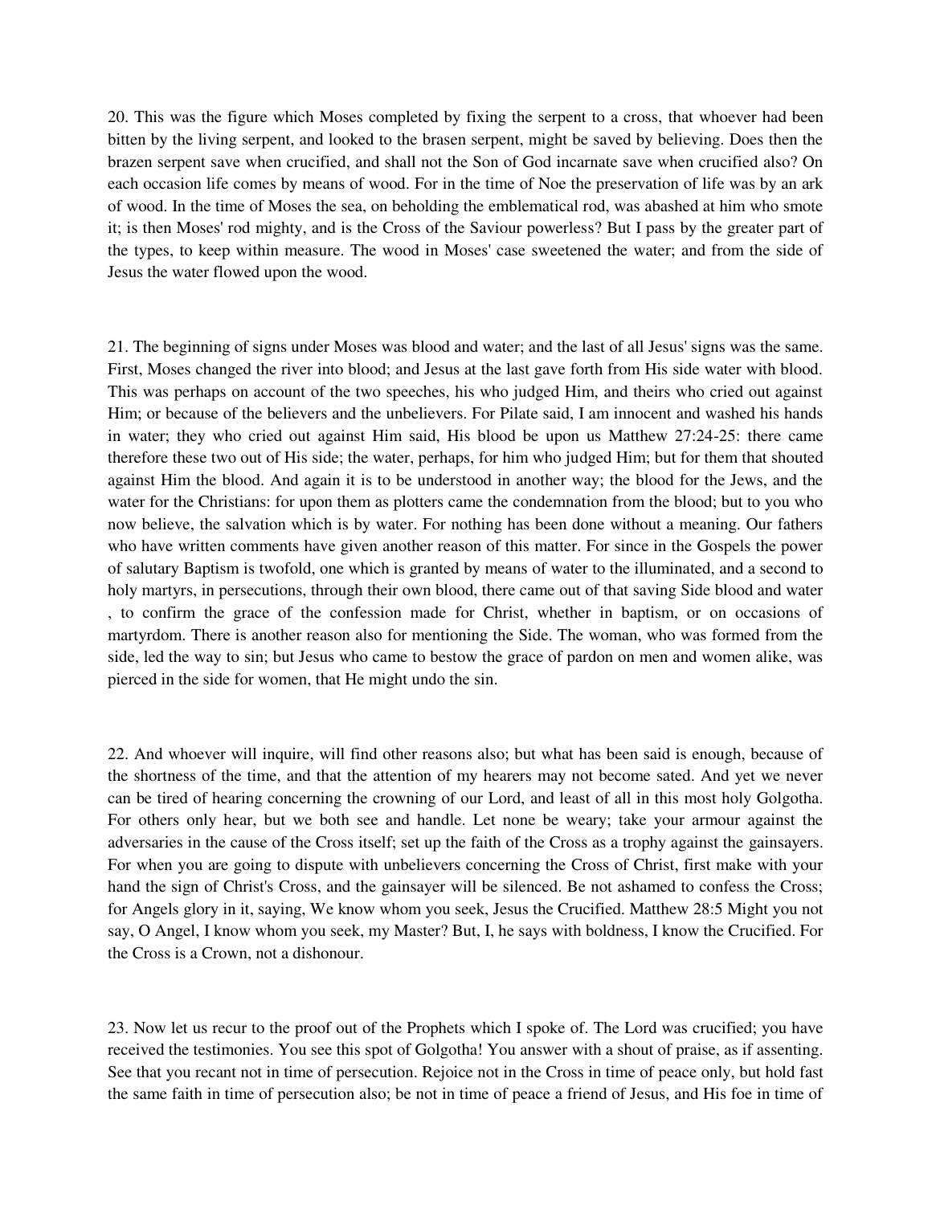20. This was the figure which Moses completed by fixing the serpent to a cross, that whoever had been bitten by the living serpent, and looked to the brasen serpent, might be saved by believing. Does then the brazen serpent save when crucified, and shall not the Son of God incarnate save when crucified also? On each occasion life comes by means of wood. For in the time of Noe the preservation of life was by an ark of wood. In the time of Moses the sea, on beholding the emblematical rod, was abashed at him who smote it; is then Moses' rod mighty, and is the Cross of the Saviour powerless? But I pass by the greater part of the types, to keep within measure. The wood in Moses' case sweetened the water; and from the side of Jesus the water flowed upon the wood.

21. The beginning of signs under Moses was blood and water; and the last of all Jesus' signs was the same. First, Moses changed the river into blood; and Jesus at the last gave forth from His side water with blood. This was perhaps on account of the two speeches, his who judged Him, and theirs who cried out against Him; or because of the believers and the unbelievers. For Pilate said, I am innocent and washed his hands in water; they who cried out against Him said, His blood be upon us Matthew 27:24-25: there came therefore these two out of His side; the water, perhaps, for him who judged Him; but for them that shouted against Him the blood. And again it is to be understood in another way; the blood for the Jews, and the water for the Christians: for upon them as plotters came the condemnation from the blood; but to you who now believe, the salvation which is by water. For nothing has been done without a meaning. Our fathers who have written comments have given another reason of this matter. For since in the Gospels the power of salutary Baptism is twofold, one which is granted by means of water to the illuminated, and a second to holy martyrs, in persecutions, through their own blood, there came out of that saving Side blood and water , to confirm the grace of the confession made for Christ, whether in baptism, or on occasions of martyrdom. There is another reason also for mentioning the Side. The woman, who was formed from the side, led the way to sin; but Jesus who came to bestow the grace of pardon on men and women alike, was pierced in the side for women, that He might undo the sin.

22. And whoever will inquire, will find other reasons also; but what has been said is enough, because of the shortness of the time, and that the attention of my hearers may not become sated. And yet we never can be tired of hearing concerning the crowning of our Lord, and least of all in this most holy Golgotha. For others only hear, but we both see and handle. Let none be weary; take your armour against the adversaries in the cause of the Cross itself; set up the faith of the Cross as a trophy against the gainsayers. For when you are going to dispute with unbelievers concerning the Cross of Christ, first make with your hand the sign of Christ's Cross, and the gainsayer will be silenced. Be not ashamed to confess the Cross; for Angels glory in it, saying, We know whom you seek, Jesus the Crucified. Matthew 28:5 Might you not say, O Angel, I know whom you seek, my Master? But, I, he says with boldness, I know the Crucified. For the Cross is a Crown, not a dishonour.

23. Now let us recur to the proof out of the Prophets which I spoke of. The Lord was crucified; you have received the testimonies. You see this spot of Golgotha! You answer with a shout of praise, as if assenting. See that you recant not in time of persecution. Rejoice not in the Cross in time of peace only, but hold fast the same faith in time of persecution also; be not in time of peace a friend of Jesus, and His foe in time of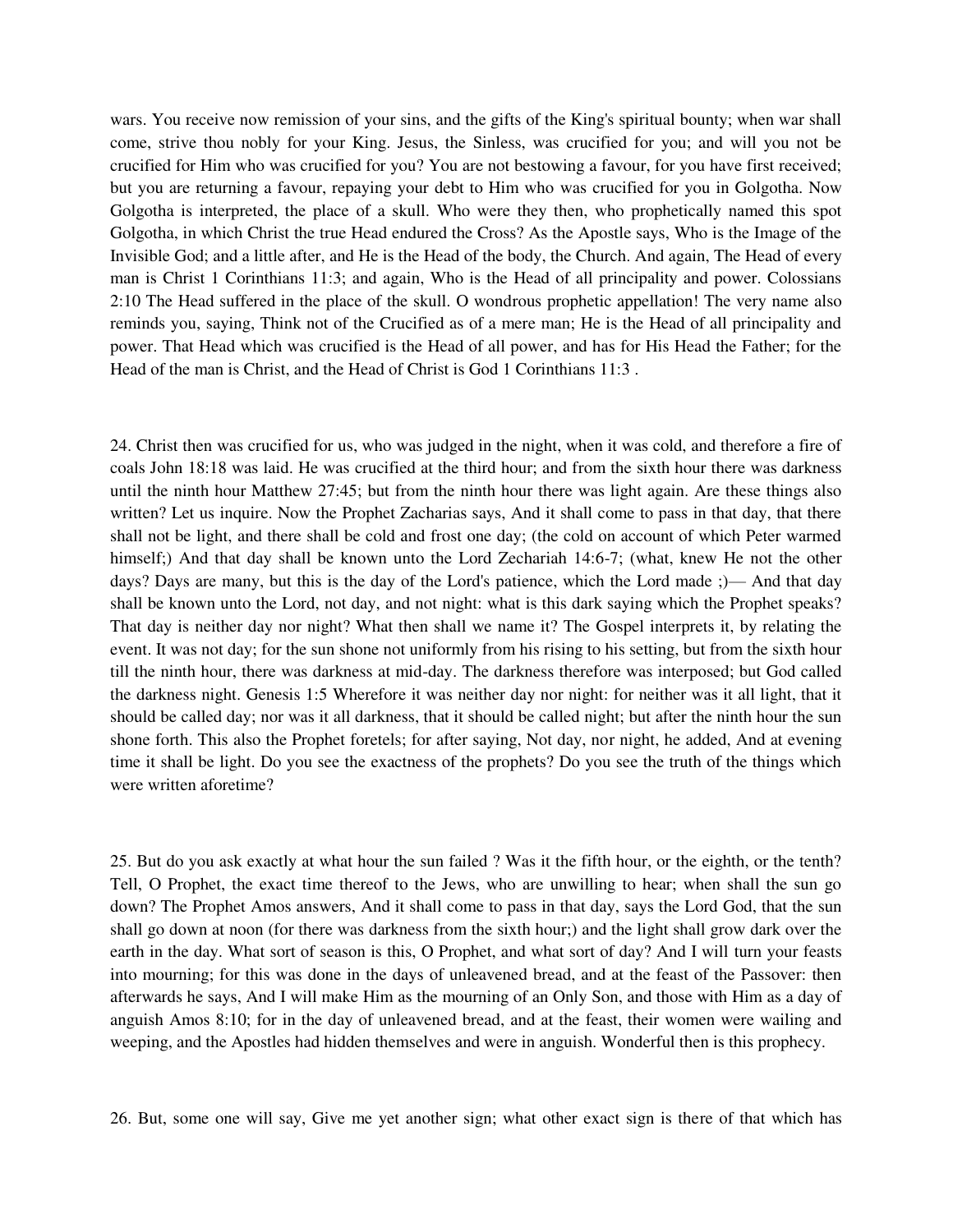wars. You receive now remission of your sins, and the gifts of the King's spiritual bounty; when war shall come, strive thou nobly for your King. Jesus, the Sinless, was crucified for you; and will you not be crucified for Him who was crucified for you? You are not bestowing a favour, for you have first received; but you are returning a favour, repaying your debt to Him who was crucified for you in Golgotha. Now Golgotha is interpreted, the place of a skull. Who were they then, who prophetically named this spot Golgotha, in which Christ the true Head endured the Cross? As the Apostle says, Who is the Image of the Invisible God; and a little after, and He is the Head of the body, the Church. And again, The Head of every man is Christ 1 Corinthians 11:3; and again, Who is the Head of all principality and power. Colossians 2:10 The Head suffered in the place of the skull. O wondrous prophetic appellation! The very name also reminds you, saying, Think not of the Crucified as of a mere man; He is the Head of all principality and power. That Head which was crucified is the Head of all power, and has for His Head the Father; for the Head of the man is Christ, and the Head of Christ is God 1 Corinthians 11:3 .

24. Christ then was crucified for us, who was judged in the night, when it was cold, and therefore a fire of coals John 18:18 was laid. He was crucified at the third hour; and from the sixth hour there was darkness until the ninth hour Matthew 27:45; but from the ninth hour there was light again. Are these things also written? Let us inquire. Now the Prophet Zacharias says, And it shall come to pass in that day, that there shall not be light, and there shall be cold and frost one day; (the cold on account of which Peter warmed himself;) And that day shall be known unto the Lord Zechariah 14:6-7; (what, knew He not the other days? Days are many, but this is the day of the Lord's patience, which the Lord made ;)— And that day shall be known unto the Lord, not day, and not night: what is this dark saying which the Prophet speaks? That day is neither day nor night? What then shall we name it? The Gospel interprets it, by relating the event. It was not day; for the sun shone not uniformly from his rising to his setting, but from the sixth hour till the ninth hour, there was darkness at mid-day. The darkness therefore was interposed; but God called the darkness night. Genesis 1:5 Wherefore it was neither day nor night: for neither was it all light, that it should be called day; nor was it all darkness, that it should be called night; but after the ninth hour the sun shone forth. This also the Prophet foretels; for after saying, Not day, nor night, he added, And at evening time it shall be light. Do you see the exactness of the prophets? Do you see the truth of the things which were written aforetime?

25. But do you ask exactly at what hour the sun failed ? Was it the fifth hour, or the eighth, or the tenth? Tell, O Prophet, the exact time thereof to the Jews, who are unwilling to hear; when shall the sun go down? The Prophet Amos answers, And it shall come to pass in that day, says the Lord God, that the sun shall go down at noon (for there was darkness from the sixth hour;) and the light shall grow dark over the earth in the day. What sort of season is this, O Prophet, and what sort of day? And I will turn your feasts into mourning; for this was done in the days of unleavened bread, and at the feast of the Passover: then afterwards he says, And I will make Him as the mourning of an Only Son, and those with Him as a day of anguish Amos 8:10; for in the day of unleavened bread, and at the feast, their women were wailing and weeping, and the Apostles had hidden themselves and were in anguish. Wonderful then is this prophecy.

26. But, some one will say, Give me yet another sign; what other exact sign is there of that which has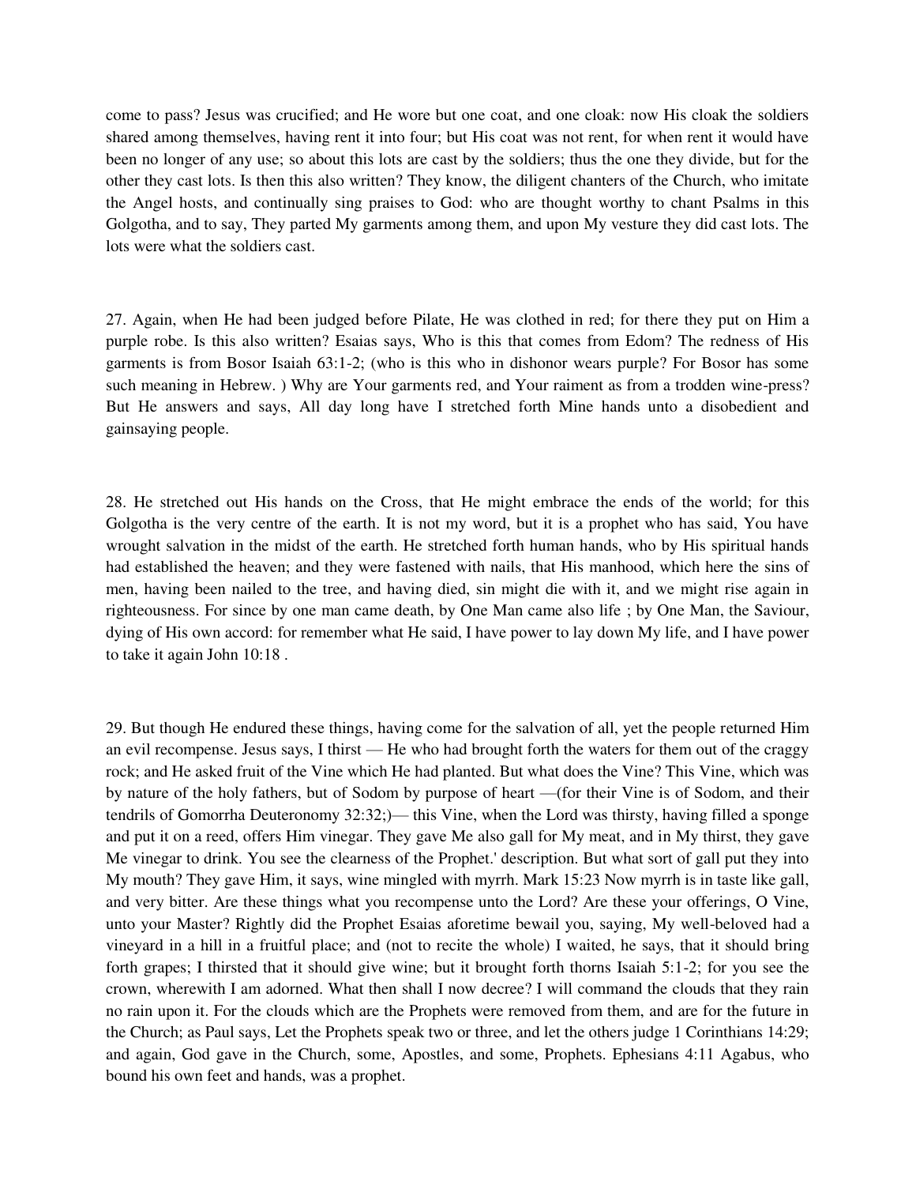come to pass? Jesus was crucified; and He wore but one coat, and one cloak: now His cloak the soldiers shared among themselves, having rent it into four; but His coat was not rent, for when rent it would have been no longer of any use; so about this lots are cast by the soldiers; thus the one they divide, but for the other they cast lots. Is then this also written? They know, the diligent chanters of the Church, who imitate the Angel hosts, and continually sing praises to God: who are thought worthy to chant Psalms in this Golgotha, and to say, They parted My garments among them, and upon My vesture they did cast lots. The lots were what the soldiers cast.

27. Again, when He had been judged before Pilate, He was clothed in red; for there they put on Him a purple robe. Is this also written? Esaias says, Who is this that comes from Edom? The redness of His garments is from Bosor Isaiah 63:1-2; (who is this who in dishonor wears purple? For Bosor has some such meaning in Hebrew. ) Why are Your garments red, and Your raiment as from a trodden wine-press? But He answers and says, All day long have I stretched forth Mine hands unto a disobedient and gainsaying people.

28. He stretched out His hands on the Cross, that He might embrace the ends of the world; for this Golgotha is the very centre of the earth. It is not my word, but it is a prophet who has said, You have wrought salvation in the midst of the earth. He stretched forth human hands, who by His spiritual hands had established the heaven; and they were fastened with nails, that His manhood, which here the sins of men, having been nailed to the tree, and having died, sin might die with it, and we might rise again in righteousness. For since by one man came death, by One Man came also life ; by One Man, the Saviour, dying of His own accord: for remember what He said, I have power to lay down My life, and I have power to take it again John 10:18 .

29. But though He endured these things, having come for the salvation of all, yet the people returned Him an evil recompense. Jesus says, I thirst — He who had brought forth the waters for them out of the craggy rock; and He asked fruit of the Vine which He had planted. But what does the Vine? This Vine, which was by nature of the holy fathers, but of Sodom by purpose of heart —(for their Vine is of Sodom, and their tendrils of Gomorrha Deuteronomy 32:32;)— this Vine, when the Lord was thirsty, having filled a sponge and put it on a reed, offers Him vinegar. They gave Me also gall for My meat, and in My thirst, they gave Me vinegar to drink. You see the clearness of the Prophet.' description. But what sort of gall put they into My mouth? They gave Him, it says, wine mingled with myrrh. Mark 15:23 Now myrrh is in taste like gall, and very bitter. Are these things what you recompense unto the Lord? Are these your offerings, O Vine, unto your Master? Rightly did the Prophet Esaias aforetime bewail you, saying, My well-beloved had a vineyard in a hill in a fruitful place; and (not to recite the whole) I waited, he says, that it should bring forth grapes; I thirsted that it should give wine; but it brought forth thorns Isaiah 5:1-2; for you see the crown, wherewith I am adorned. What then shall I now decree? I will command the clouds that they rain no rain upon it. For the clouds which are the Prophets were removed from them, and are for the future in the Church; as Paul says, Let the Prophets speak two or three, and let the others judge 1 Corinthians 14:29; and again, God gave in the Church, some, Apostles, and some, Prophets. Ephesians 4:11 Agabus, who bound his own feet and hands, was a prophet.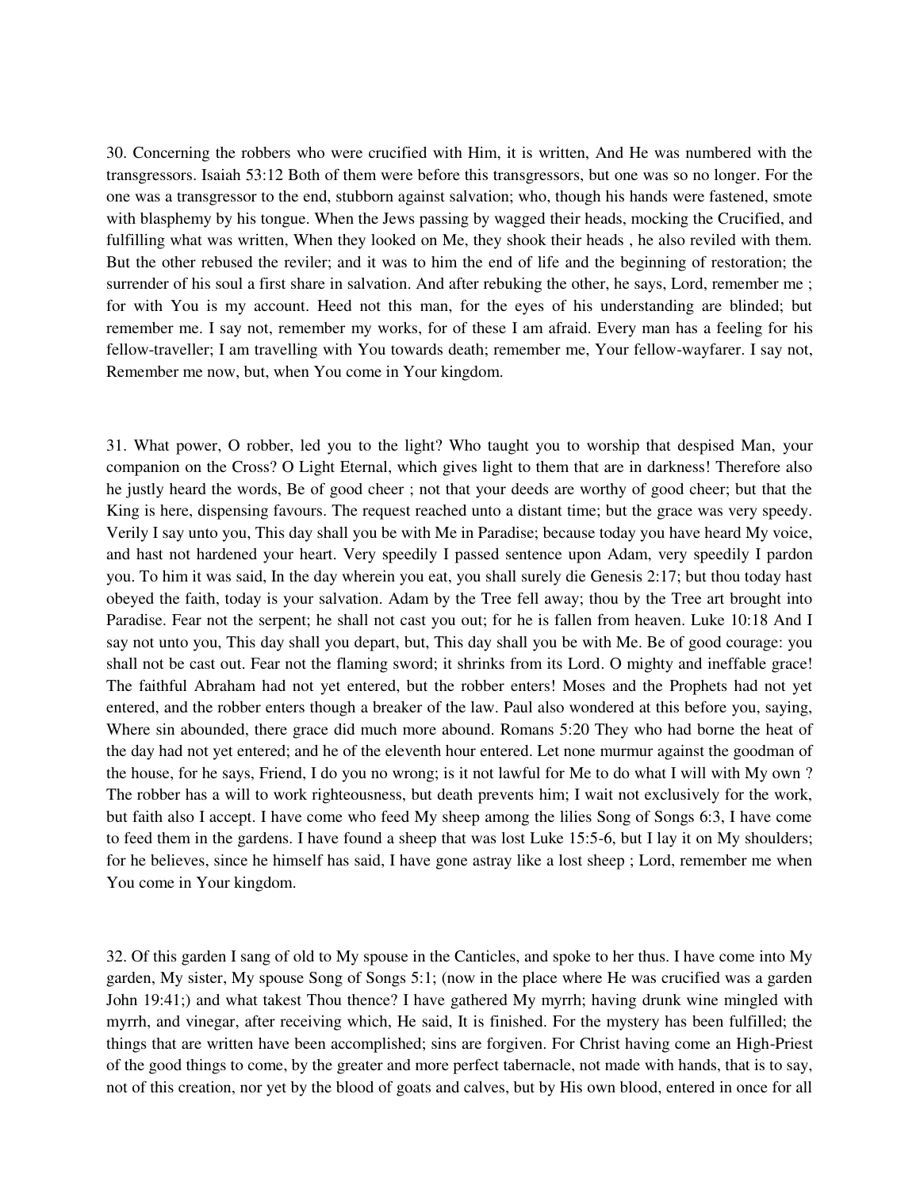30. Concerning the robbers who were crucified with Him, it is written, And He was numbered with the transgressors. Isaiah 53:12 Both of them were before this transgressors, but one was so no longer. For the one was a transgressor to the end, stubborn against salvation; who, though his hands were fastened, smote with blasphemy by his tongue. When the Jews passing by wagged their heads, mocking the Crucified, and fulfilling what was written, When they looked on Me, they shook their heads , he also reviled with them. But the other rebused the reviler; and it was to him the end of life and the beginning of restoration; the surrender of his soul a first share in salvation. And after rebuking the other, he says, Lord, remember me ; for with You is my account. Heed not this man, for the eyes of his understanding are blinded; but remember me. I say not, remember my works, for of these I am afraid. Every man has a feeling for his fellow-traveller; I am travelling with You towards death; remember me, Your fellow-wayfarer. I say not, Remember me now, but, when You come in Your kingdom.

31. What power, O robber, led you to the light? Who taught you to worship that despised Man, your companion on the Cross? O Light Eternal, which gives light to them that are in darkness! Therefore also he justly heard the words, Be of good cheer ; not that your deeds are worthy of good cheer; but that the King is here, dispensing favours. The request reached unto a distant time; but the grace was very speedy. Verily I say unto you, This day shall you be with Me in Paradise; because today you have heard My voice, and hast not hardened your heart. Very speedily I passed sentence upon Adam, very speedily I pardon you. To him it was said, In the day wherein you eat, you shall surely die Genesis 2:17; but thou today hast obeyed the faith, today is your salvation. Adam by the Tree fell away; thou by the Tree art brought into Paradise. Fear not the serpent; he shall not cast you out; for he is fallen from heaven. Luke 10:18 And I say not unto you, This day shall you depart, but, This day shall you be with Me. Be of good courage: you shall not be cast out. Fear not the flaming sword; it shrinks from its Lord. O mighty and ineffable grace! The faithful Abraham had not yet entered, but the robber enters! Moses and the Prophets had not yet entered, and the robber enters though a breaker of the law. Paul also wondered at this before you, saying, Where sin abounded, there grace did much more abound. Romans 5:20 They who had borne the heat of the day had not yet entered; and he of the eleventh hour entered. Let none murmur against the goodman of the house, for he says, Friend, I do you no wrong; is it not lawful for Me to do what I will with My own ? The robber has a will to work righteousness, but death prevents him; I wait not exclusively for the work, but faith also I accept. I have come who feed My sheep among the lilies Song of Songs 6:3, I have come to feed them in the gardens. I have found a sheep that was lost Luke 15:5-6, but I lay it on My shoulders; for he believes, since he himself has said, I have gone astray like a lost sheep ; Lord, remember me when You come in Your kingdom.

32. Of this garden I sang of old to My spouse in the Canticles, and spoke to her thus. I have come into My garden, My sister, My spouse Song of Songs 5:1; (now in the place where He was crucified was a garden John 19:41;) and what takest Thou thence? I have gathered My myrrh; having drunk wine mingled with myrrh, and vinegar, after receiving which, He said, It is finished. For the mystery has been fulfilled; the things that are written have been accomplished; sins are forgiven. For Christ having come an High-Priest of the good things to come, by the greater and more perfect tabernacle, not made with hands, that is to say, not of this creation, nor yet by the blood of goats and calves, but by His own blood, entered in once for all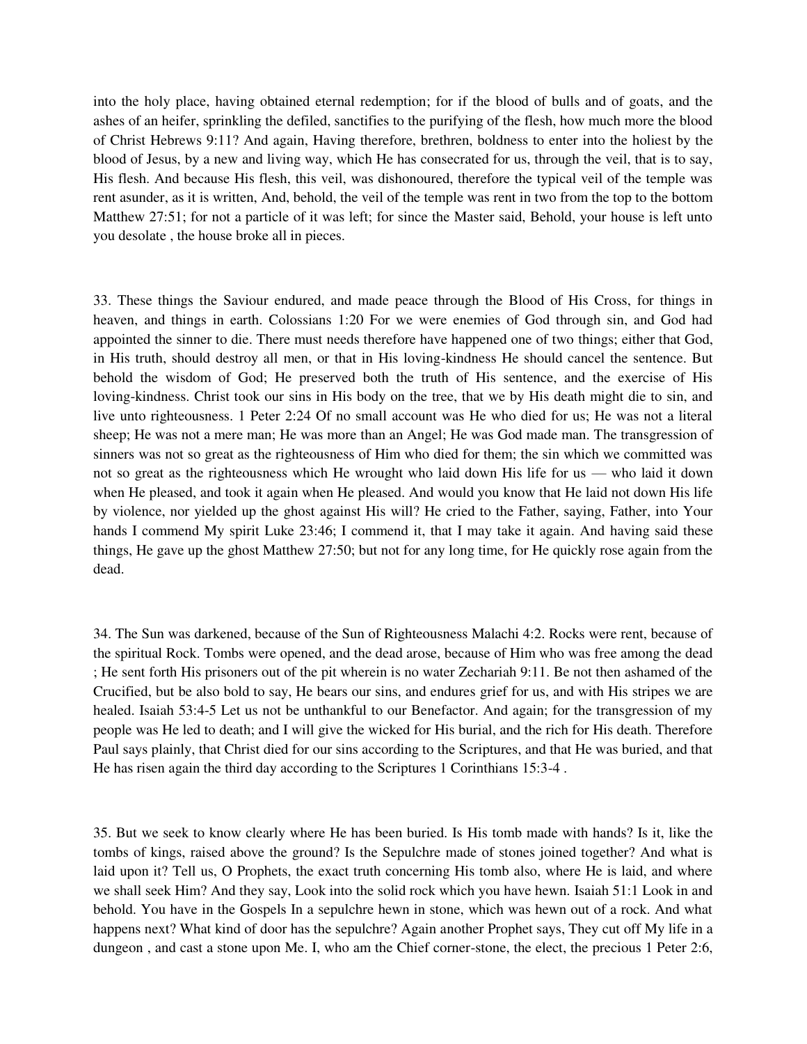into the holy place, having obtained eternal redemption; for if the blood of bulls and of goats, and the ashes of an heifer, sprinkling the defiled, sanctifies to the purifying of the flesh, how much more the blood of Christ Hebrews 9:11? And again, Having therefore, brethren, boldness to enter into the holiest by the blood of Jesus, by a new and living way, which He has consecrated for us, through the veil, that is to say, His flesh. And because His flesh, this veil, was dishonoured, therefore the typical veil of the temple was rent asunder, as it is written, And, behold, the veil of the temple was rent in two from the top to the bottom Matthew 27:51; for not a particle of it was left; for since the Master said, Behold, your house is left unto you desolate , the house broke all in pieces.

33. These things the Saviour endured, and made peace through the Blood of His Cross, for things in heaven, and things in earth. Colossians 1:20 For we were enemies of God through sin, and God had appointed the sinner to die. There must needs therefore have happened one of two things; either that God, in His truth, should destroy all men, or that in His loving-kindness He should cancel the sentence. But behold the wisdom of God; He preserved both the truth of His sentence, and the exercise of His loving-kindness. Christ took our sins in His body on the tree, that we by His death might die to sin, and live unto righteousness. 1 Peter 2:24 Of no small account was He who died for us; He was not a literal sheep; He was not a mere man; He was more than an Angel; He was God made man. The transgression of sinners was not so great as the righteousness of Him who died for them; the sin which we committed was not so great as the righteousness which He wrought who laid down His life for us — who laid it down when He pleased, and took it again when He pleased. And would you know that He laid not down His life by violence, nor yielded up the ghost against His will? He cried to the Father, saying, Father, into Your hands I commend My spirit Luke 23:46; I commend it, that I may take it again. And having said these things, He gave up the ghost Matthew 27:50; but not for any long time, for He quickly rose again from the dead.

34. The Sun was darkened, because of the Sun of Righteousness Malachi 4:2. Rocks were rent, because of the spiritual Rock. Tombs were opened, and the dead arose, because of Him who was free among the dead ; He sent forth His prisoners out of the pit wherein is no water Zechariah 9:11. Be not then ashamed of the Crucified, but be also bold to say, He bears our sins, and endures grief for us, and with His stripes we are healed. Isaiah 53:4-5 Let us not be unthankful to our Benefactor. And again; for the transgression of my people was He led to death; and I will give the wicked for His burial, and the rich for His death. Therefore Paul says plainly, that Christ died for our sins according to the Scriptures, and that He was buried, and that He has risen again the third day according to the Scriptures 1 Corinthians 15:3-4 .

35. But we seek to know clearly where He has been buried. Is His tomb made with hands? Is it, like the tombs of kings, raised above the ground? Is the Sepulchre made of stones joined together? And what is laid upon it? Tell us, O Prophets, the exact truth concerning His tomb also, where He is laid, and where we shall seek Him? And they say, Look into the solid rock which you have hewn. Isaiah 51:1 Look in and behold. You have in the Gospels In a sepulchre hewn in stone, which was hewn out of a rock. And what happens next? What kind of door has the sepulchre? Again another Prophet says, They cut off My life in a dungeon , and cast a stone upon Me. I, who am the Chief corner-stone, the elect, the precious 1 Peter 2:6,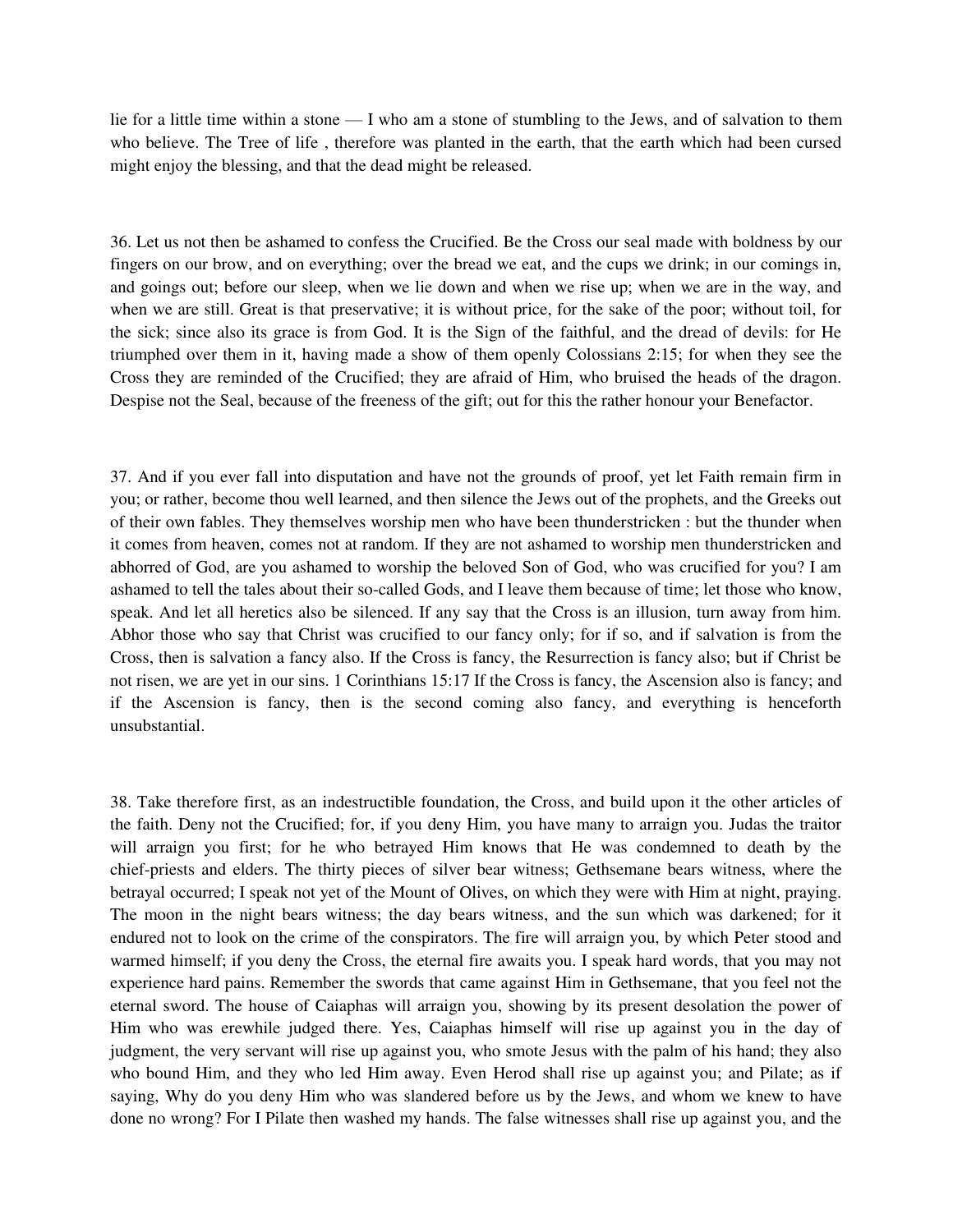lie for a little time within a stone — I who am a stone of stumbling to the Jews, and of salvation to them who believe. The Tree of life , therefore was planted in the earth, that the earth which had been cursed might enjoy the blessing, and that the dead might be released.

36. Let us not then be ashamed to confess the Crucified. Be the Cross our seal made with boldness by our fingers on our brow, and on everything; over the bread we eat, and the cups we drink; in our comings in, and goings out; before our sleep, when we lie down and when we rise up; when we are in the way, and when we are still. Great is that preservative; it is without price, for the sake of the poor; without toil, for the sick; since also its grace is from God. It is the Sign of the faithful, and the dread of devils: for He triumphed over them in it, having made a show of them openly Colossians 2:15; for when they see the Cross they are reminded of the Crucified; they are afraid of Him, who bruised the heads of the dragon. Despise not the Seal, because of the freeness of the gift; out for this the rather honour your Benefactor.

37. And if you ever fall into disputation and have not the grounds of proof, yet let Faith remain firm in you; or rather, become thou well learned, and then silence the Jews out of the prophets, and the Greeks out of their own fables. They themselves worship men who have been thunderstricken : but the thunder when it comes from heaven, comes not at random. If they are not ashamed to worship men thunderstricken and abhorred of God, are you ashamed to worship the beloved Son of God, who was crucified for you? I am ashamed to tell the tales about their so-called Gods, and I leave them because of time; let those who know, speak. And let all heretics also be silenced. If any say that the Cross is an illusion, turn away from him. Abhor those who say that Christ was crucified to our fancy only; for if so, and if salvation is from the Cross, then is salvation a fancy also. If the Cross is fancy, the Resurrection is fancy also; but if Christ be not risen, we are yet in our sins. 1 Corinthians 15:17 If the Cross is fancy, the Ascension also is fancy; and if the Ascension is fancy, then is the second coming also fancy, and everything is henceforth unsubstantial.

38. Take therefore first, as an indestructible foundation, the Cross, and build upon it the other articles of the faith. Deny not the Crucified; for, if you deny Him, you have many to arraign you. Judas the traitor will arraign you first; for he who betrayed Him knows that He was condemned to death by the chief-priests and elders. The thirty pieces of silver bear witness; Gethsemane bears witness, where the betrayal occurred; I speak not yet of the Mount of Olives, on which they were with Him at night, praying. The moon in the night bears witness; the day bears witness, and the sun which was darkened; for it endured not to look on the crime of the conspirators. The fire will arraign you, by which Peter stood and warmed himself; if you deny the Cross, the eternal fire awaits you. I speak hard words, that you may not experience hard pains. Remember the swords that came against Him in Gethsemane, that you feel not the eternal sword. The house of Caiaphas will arraign you, showing by its present desolation the power of Him who was erewhile judged there. Yes, Caiaphas himself will rise up against you in the day of judgment, the very servant will rise up against you, who smote Jesus with the palm of his hand; they also who bound Him, and they who led Him away. Even Herod shall rise up against you; and Pilate; as if saying, Why do you deny Him who was slandered before us by the Jews, and whom we knew to have done no wrong? For I Pilate then washed my hands. The false witnesses shall rise up against you, and the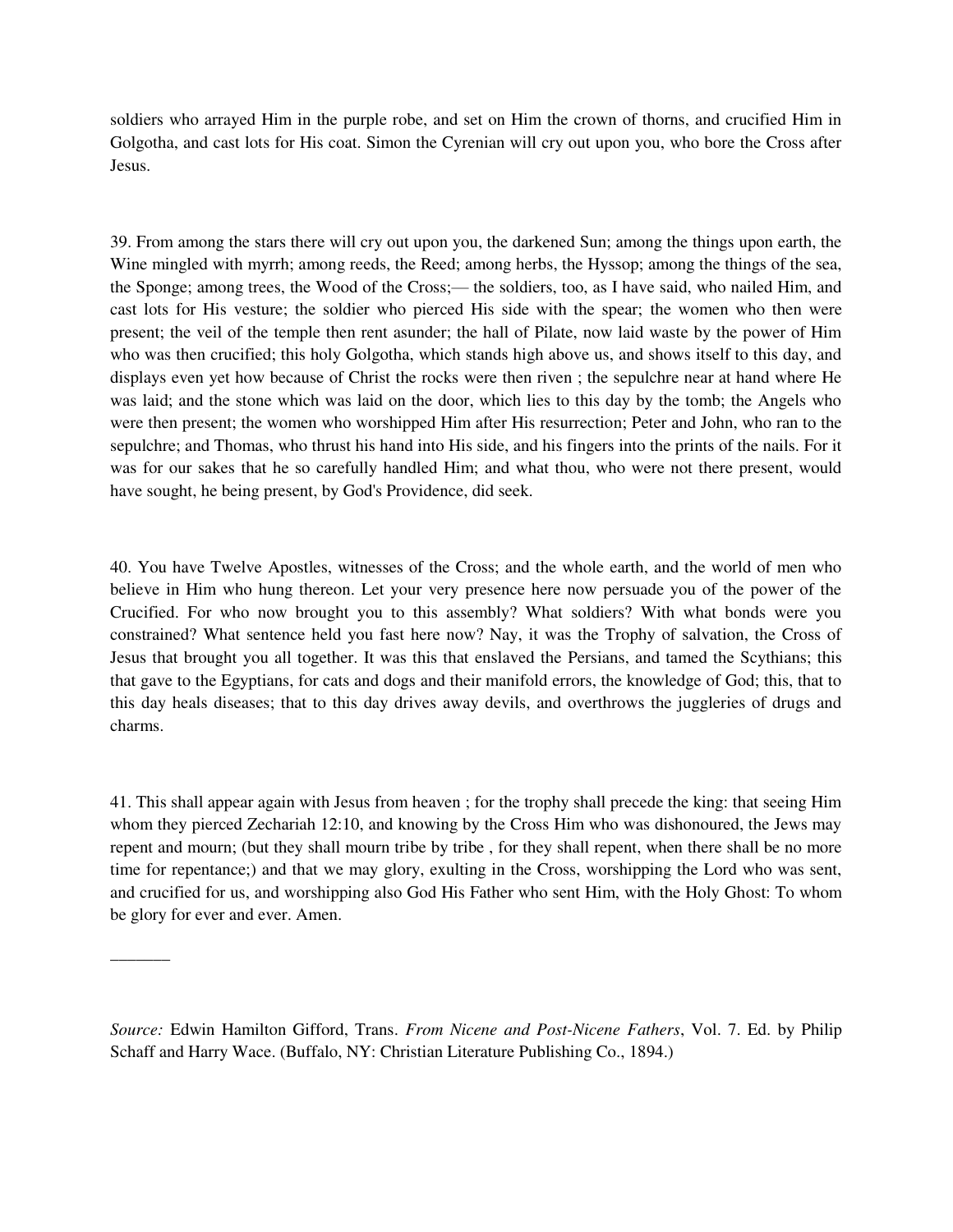soldiers who arrayed Him in the purple robe, and set on Him the crown of thorns, and crucified Him in Golgotha, and cast lots for His coat. Simon the Cyrenian will cry out upon you, who bore the Cross after Jesus.

39. From among the stars there will cry out upon you, the darkened Sun; among the things upon earth, the Wine mingled with myrrh; among reeds, the Reed; among herbs, the Hyssop; among the things of the sea, the Sponge; among trees, the Wood of the Cross;— the soldiers, too, as I have said, who nailed Him, and cast lots for His vesture; the soldier who pierced His side with the spear; the women who then were present; the veil of the temple then rent asunder; the hall of Pilate, now laid waste by the power of Him who was then crucified; this holy Golgotha, which stands high above us, and shows itself to this day, and displays even yet how because of Christ the rocks were then riven ; the sepulchre near at hand where He was laid; and the stone which was laid on the door, which lies to this day by the tomb; the Angels who were then present; the women who worshipped Him after His resurrection; Peter and John, who ran to the sepulchre; and Thomas, who thrust his hand into His side, and his fingers into the prints of the nails. For it was for our sakes that he so carefully handled Him; and what thou, who were not there present, would have sought, he being present, by God's Providence, did seek.

40. You have Twelve Apostles, witnesses of the Cross; and the whole earth, and the world of men who believe in Him who hung thereon. Let your very presence here now persuade you of the power of the Crucified. For who now brought you to this assembly? What soldiers? With what bonds were you constrained? What sentence held you fast here now? Nay, it was the Trophy of salvation, the Cross of Jesus that brought you all together. It was this that enslaved the Persians, and tamed the Scythians; this that gave to the Egyptians, for cats and dogs and their manifold errors, the knowledge of God; this, that to this day heals diseases; that to this day drives away devils, and overthrows the juggleries of drugs and charms.

41. This shall appear again with Jesus from heaven ; for the trophy shall precede the king: that seeing Him whom they pierced Zechariah 12:10, and knowing by the Cross Him who was dishonoured, the Jews may repent and mourn; (but they shall mourn tribe by tribe , for they shall repent, when there shall be no more time for repentance;) and that we may glory, exulting in the Cross, worshipping the Lord who was sent, and crucified for us, and worshipping also God His Father who sent Him, with the Holy Ghost: To whom be glory for ever and ever. Amen.

_______

*Source:* Edwin Hamilton Gifford, Trans. *From Nicene and Post-Nicene Fathers*, Vol. 7. Ed. by Philip Schaff and Harry Wace. (Buffalo, NY: Christian Literature Publishing Co., 1894.)